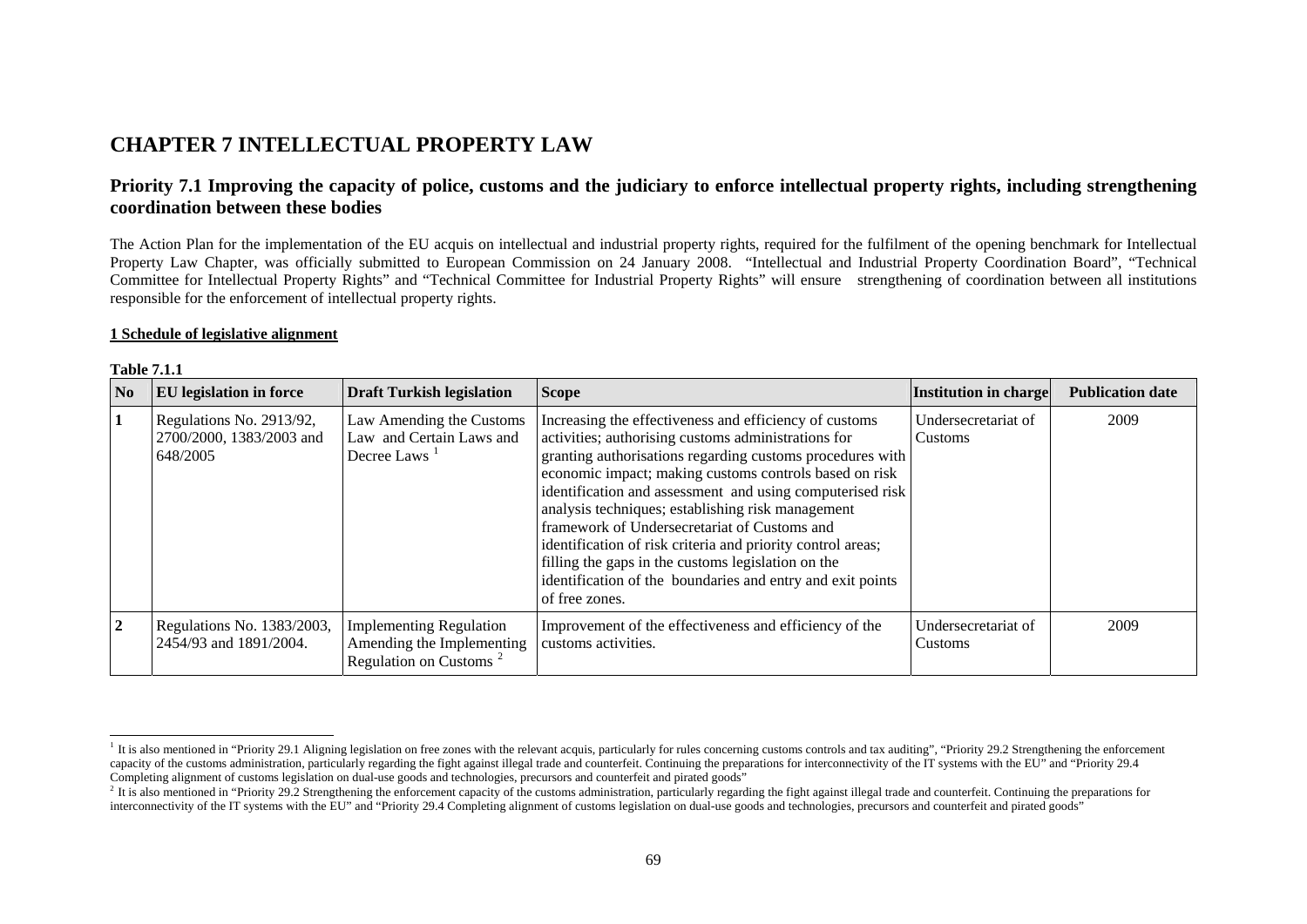# CHAPTER 7 INTELLECTUAL PROPERTY LAW

## Priority 7.1 Improving the capacity of police, customs and the judiciary to enforce intellectual property rights, including strengthening coordination between these bodies

The Action Plan for the implementation of the EU acquis on intellectual and industrial property rights, required for the fulfilment of the opening benchmark for Intellectual Property Law Chapter, was officially submitted to European Commission on 24 January 2008. "Intellectual and Industrial Property Coordination Board", "Technical Committee for Intellectual Property Rights" and "Technical Committee for Industrial Property Rights" will ensure strengthening of coordination between all institutions responsible for the enforcement of intellectual property rights.

**1 Schedule of legislative alignment**

**Table 7.1.1**

| No | EU legislation in force | Draft Turkish legislation | Scope | Institution in charge | Publication date |
|---|---|---|---|---|---|
| 1 | Regulations No. 2913/92, 2700/2000, 1383/2003 and 648/2005 | Law Amending the Customs Law and Certain Laws and Decree Laws [1] | Increasing the effectiveness and efficiency of customs activities; authorising customs administrations for granting authorisations regarding customs procedures with economic impact; making customs controls based on risk identification and assessment and using computerised risk analysis techniques; establishing risk management framework of Undersecretariat of Customs and identification of risk criteria and priority control areas; filling the gaps in the customs legislation on the identification of the boundaries and entry and exit points of free zones. | Undersecretariat of Customs | 2009 |
| 2 | Regulations No. 1383/2003, 2454/93 and 1891/2004. | Implementing Regulation Amending the Implementing Regulation on Customs [2] | Improvement of the effectiveness and efficiency of the customs activities. | Undersecretariat of Customs | 2009 |

[1] It is also mentioned in "Priority 29.1 Aligning legislation on free zones with the relevant acquis, particularly for rules concerning customs controls and tax auditing", "Priority 29.2 Strengthening the enforcement capacity of the customs administration, particularly regarding the fight against illegal trade and counterfeit. Continuing the preparations for interconnectivity of the IT systems with the EU" and "Priority 29.4 Completing alignment of customs legislation on dual-use goods and technologies, precursors and counterfeit and pirated goods"

[2] It is also mentioned in "Priority 29.2 Strengthening the enforcement capacity of the customs administration, particularly regarding the fight against illegal trade and counterfeit. Continuing the preparations for interconnectivity of the IT systems with the EU" and "Priority 29.4 Completing alignment of customs legislation on dual-use goods and technologies, precursors and counterfeit and pirated goods"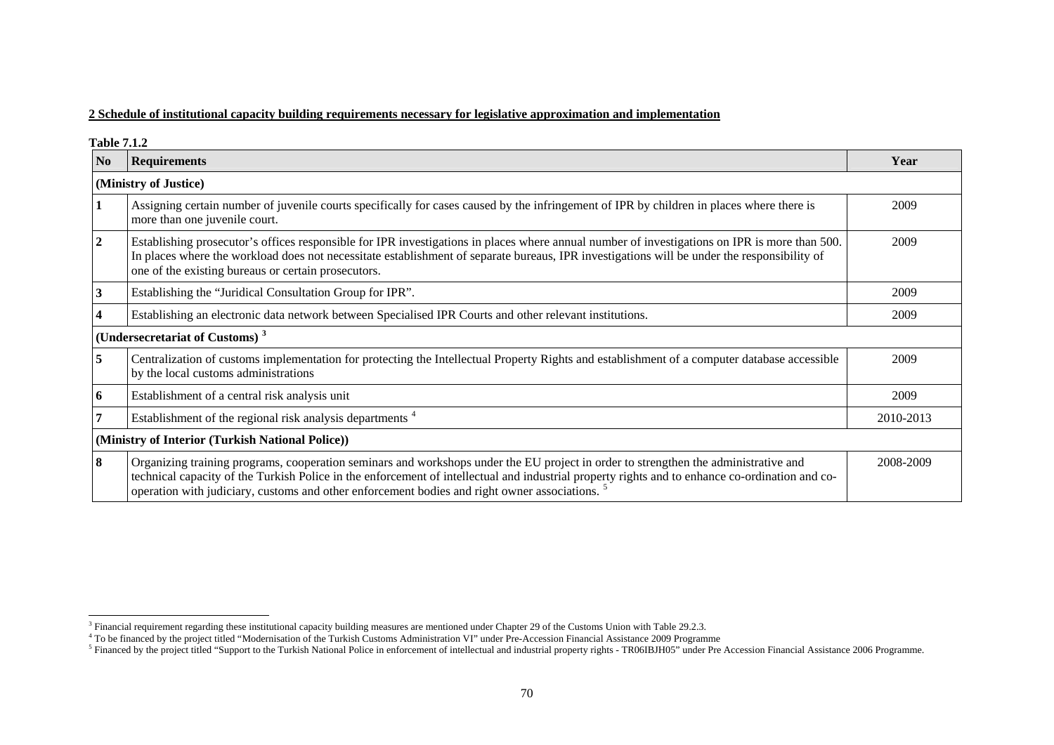**2 Schedule of institutional capacity building requirements necessary for legislative approximation and implementation**

**Table 7.1.2**

| No | Requirements | Year |
|---|---|---|
| **(Ministry of Justice)** | | |
| **1** | Assigning certain number of juvenile courts specifically for cases caused by the infringement of IPR by children in places where there is more than one juvenile court. | 2009 |
| **2** | Establishing prosecutor's offices responsible for IPR investigations in places where annual number of investigations on IPR is more than 500. In places where the workload does not necessitate establishment of separate bureaus, IPR investigations will be under the responsibility of one of the existing bureaus or certain prosecutors. | 2009 |
| **3** | Establishing the "Juridical Consultation Group for IPR". | 2009 |
| **4** | Establishing an electronic data network between Specialised IPR Courts and other relevant institutions. | 2009 |
| **(Undersecretariat of Customs)** [3] | | |
| **5** | Centralization of customs implementation for protecting the Intellectual Property Rights and establishment of a computer database accessible by the local customs administrations | 2009 |
| **6** | Establishment of a central risk analysis unit | 2009 |
| **7** | Establishment of the regional risk analysis departments [4] | 2010-2013 |
| **(Ministry of Interior (Turkish National Police))** | | |
| **8** | Organizing training programs, cooperation seminars and workshops under the EU project in order to strengthen the administrative and technical capacity of the Turkish Police in the enforcement of intellectual and industrial property rights and to enhance co-ordination and co-operation with judiciary, customs and other enforcement bodies and right owner associations. [5] | 2008-2009 |

[3] Financial requirement regarding these institutional capacity building measures are mentioned under Chapter 29 of the Customs Union with Table 29.2.3.

[4] To be financed by the project titled "Modernisation of the Turkish Customs Administration VI" under Pre-Accession Financial Assistance 2009 Programme

[5] Financed by the project titled "Support to the Turkish National Police in enforcement of intellectual and industrial property rights - TR06IBJH05" under Pre Accession Financial Assistance 2006 Programme.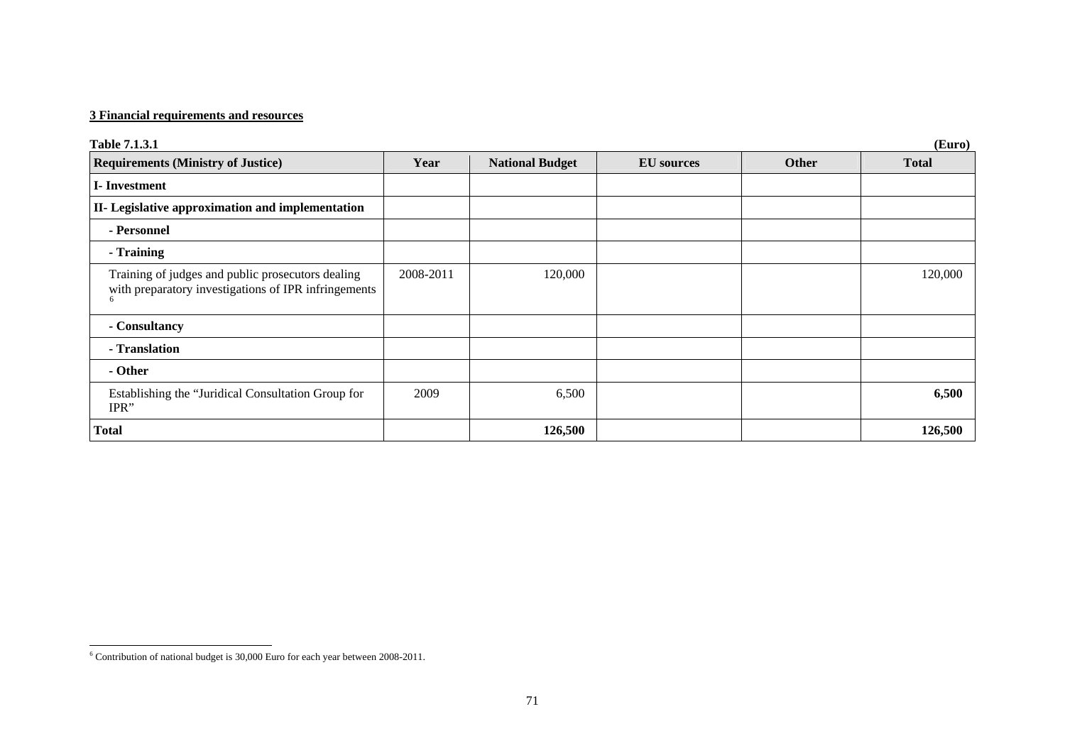## 3 Financial requirements and resources

**Table 7.1.3.1** **(Euro)**

| Requirements (Ministry of Justice) | Year | National Budget | EU sources | Other | Total |
|---|---|---|---|---|---|
| **I- Investment** | | | | | |
| **II- Legislative approximation and implementation** | | | | | |
| **- Personnel** | | | | | |
| **- Training** | | | | | |
| Training of judges and public prosecutors dealing with preparatory investigations of IPR infringements [6] | 2008-2011 | 120,000 | | | 120,000 |
| **- Consultancy** | | | | | |
| **- Translation** | | | | | |
| **- Other** | | | | | |
| Establishing the "Juridical Consultation Group for IPR" | 2009 | 6,500 | | | **6,500** |
| **Total** | | **126,500** | | | **126,500** |

[6] Contribution of national budget is 30,000 Euro for each year between 2008-2011.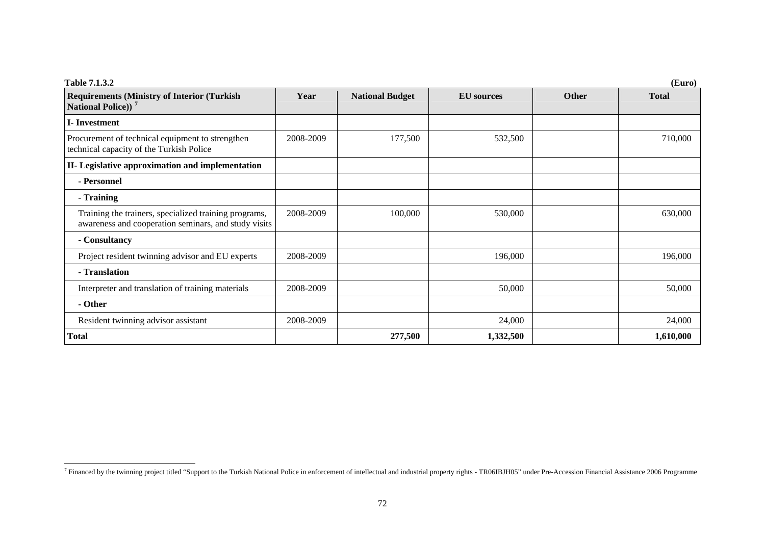**Table 7.1.3.2** **(Euro)**

| Requirements (Ministry of Interior (Turkish National Police)) [7] | Year | National Budget | EU sources | Other | Total |
|---|---|---|---|---|---|
| **I- Investment** | | | | | |
| Procurement of technical equipment to strengthen technical capacity of the Turkish Police | 2008-2009 | 177,500 | 532,500 | | 710,000 |
| **II- Legislative approximation and implementation** | | | | | |
| **- Personnel** | | | | | |
| **- Training** | | | | | |
| Training the trainers, specialized training programs, awareness and cooperation seminars, and study visits | 2008-2009 | 100,000 | 530,000 | | 630,000 |
| **- Consultancy** | | | | | |
| Project resident twinning advisor and EU experts | 2008-2009 | | 196,000 | | 196,000 |
| **- Translation** | | | | | |
| Interpreter and translation of training materials | 2008-2009 | | 50,000 | | 50,000 |
| **- Other** | | | | | |
| Resident twinning advisor assistant | 2008-2009 | | 24,000 | | 24,000 |
| **Total** | | **277,500** | **1,332,500** | | **1,610,000** |

[7] Financed by the twinning project titled "Support to the Turkish National Police in enforcement of intellectual and industrial property rights - TR06IBJH05" under Pre-Accession Financial Assistance 2006 Programme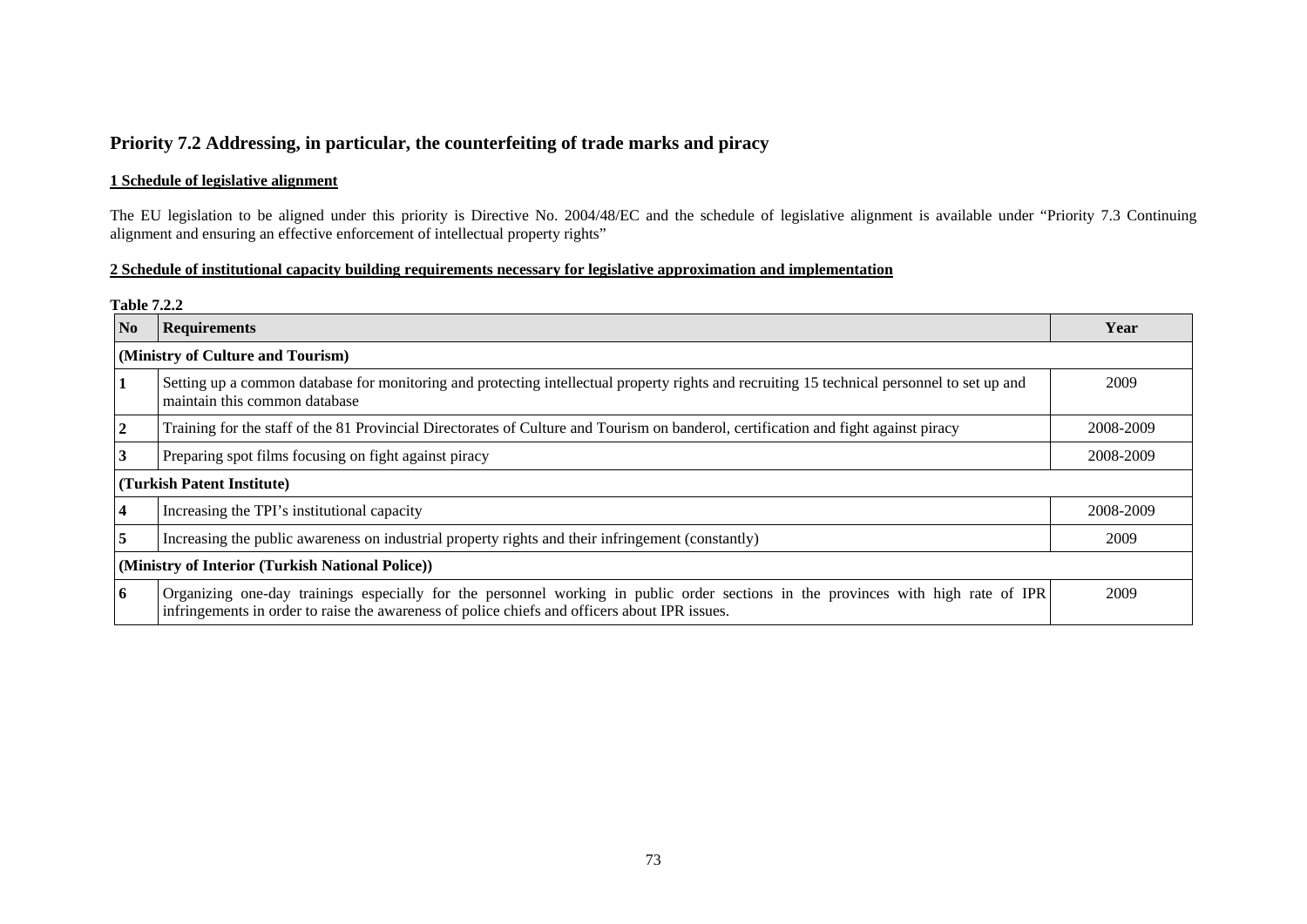## Priority 7.2 Addressing, in particular, the counterfeiting of trade marks and piracy

### 1 Schedule of legislative alignment

The EU legislation to be aligned under this priority is Directive No. 2004/48/EC and the schedule of legislative alignment is available under "Priority 7.3 Continuing alignment and ensuring an effective enforcement of intellectual property rights"

### 2 Schedule of institutional capacity building requirements necessary for legislative approximation and implementation

**Table 7.2.2**

| No | Requirements | Year |
|---|---|---|
| **(Ministry of Culture and Tourism)** | | |
| **1** | Setting up a common database for monitoring and protecting intellectual property rights and recruiting 15 technical personnel to set up and maintain this common database | 2009 |
| **2** | Training for the staff of the 81 Provincial Directorates of Culture and Tourism on banderol, certification and fight against piracy | 2008-2009 |
| **3** | Preparing spot films focusing on fight against piracy | 2008-2009 |
| **(Turkish Patent Institute)** | | |
| **4** | Increasing the TPI's institutional capacity | 2008-2009 |
| **5** | Increasing the public awareness on industrial property rights and their infringement (constantly) | 2009 |
| **(Ministry of Interior (Turkish National Police))** | | |
| **6** | Organizing one-day trainings especially for the personnel working in public order sections in the provinces with high rate of IPR infringements in order to raise the awareness of police chiefs and officers about IPR issues. | 2009 |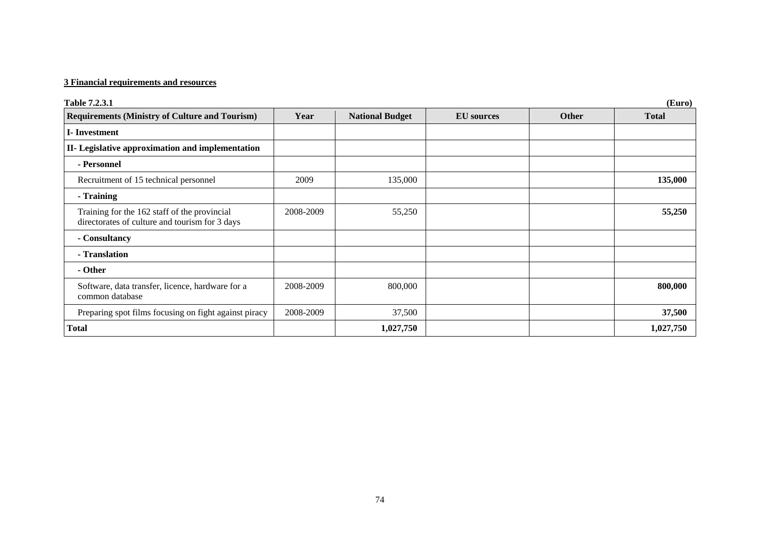**3 Financial requirements and resources**

**Table 7.2.3.1** **(Euro)**

| Requirements (Ministry of Culture and Tourism) | Year | National Budget | EU sources | Other | Total |
|---|---|---|---|---|---|
| **I- Investment** | | | | | |
| **II- Legislative approximation and implementation** | | | | | |
| **- Personnel** | | | | | |
| Recruitment of 15 technical personnel | 2009 | 135,000 | | | **135,000** |
| **- Training** | | | | | |
| Training for the 162 staff of the provincial directorates of culture and tourism for 3 days | 2008-2009 | 55,250 | | | **55,250** |
| **- Consultancy** | | | | | |
| **- Translation** | | | | | |
| **- Other** | | | | | |
| Software, data transfer, licence, hardware for a common database | 2008-2009 | 800,000 | | | **800,000** |
| Preparing spot films focusing on fight against piracy | 2008-2009 | 37,500 | | | **37,500** |
| **Total** | | **1,027,750** | | | **1,027,750** |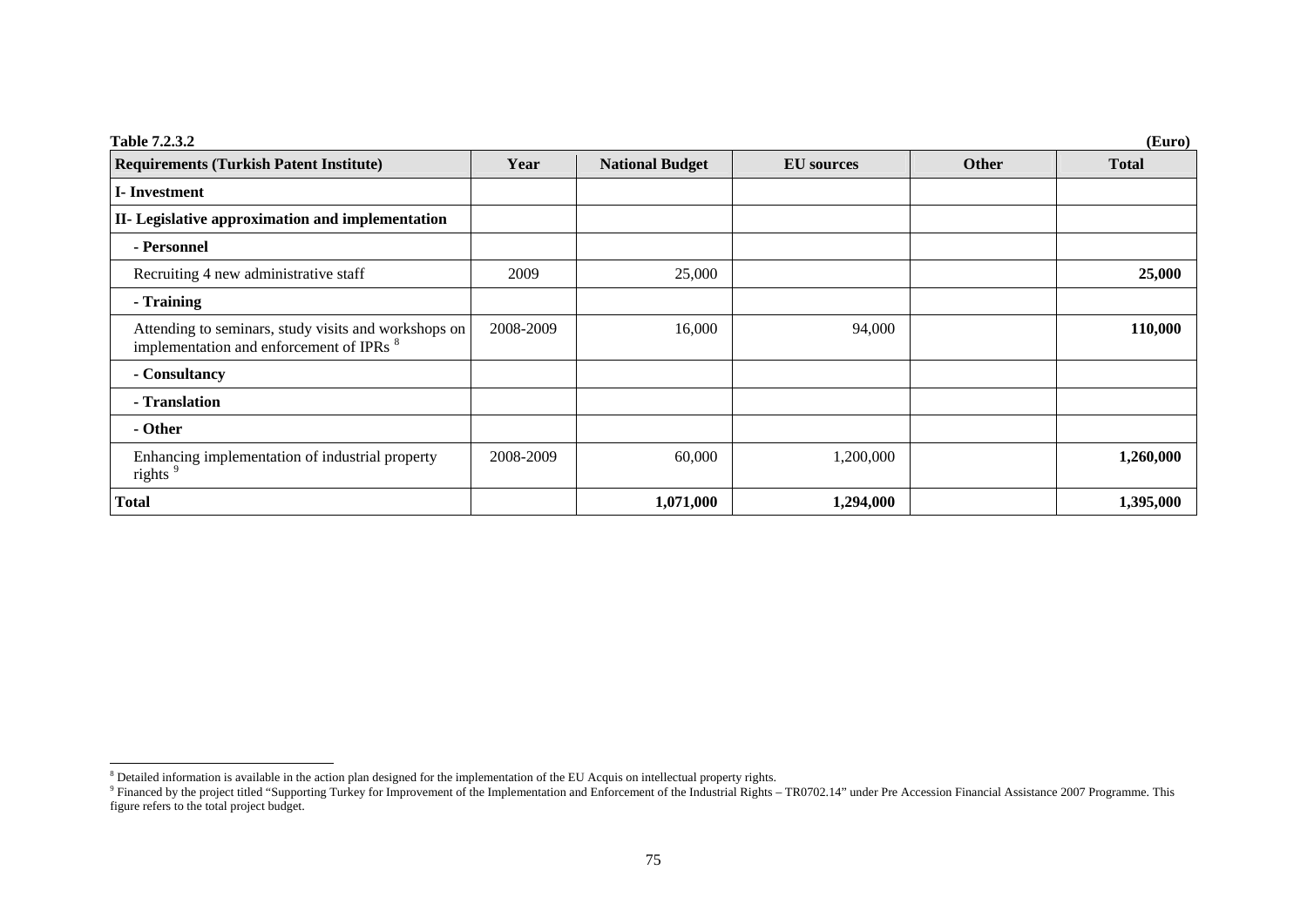**Table 7.2.3.2** **(Euro)**

| Requirements (Turkish Patent Institute) | Year | National Budget | EU sources | Other | Total |
|---|---|---|---|---|---|
| **I- Investment** | | | | | |
| **II- Legislative approximation and implementation** | | | | | |
| **- Personnel** | | | | | |
| Recruiting 4 new administrative staff | 2009 | 25,000 | | | **25,000** |
| **- Training** | | | | | |
| Attending to seminars, study visits and workshops on implementation and enforcement of IPRs [8] | 2008-2009 | 16,000 | 94,000 | | **110,000** |
| **- Consultancy** | | | | | |
| **- Translation** | | | | | |
| **- Other** | | | | | |
| Enhancing implementation of industrial property rights [9] | 2008-2009 | 60,000 | 1,200,000 | | **1,260,000** |
| **Total** | | **1,071,000** | **1,294,000** | | **1,395,000** |

---

[8] Detailed information is available in the action plan designed for the implementation of the EU Acquis on intellectual property rights.

[9] Financed by the project titled "Supporting Turkey for Improvement of the Implementation and Enforcement of the Industrial Rights – TR0702.14" under Pre Accession Financial Assistance 2007 Programme. This figure refers to the total project budget.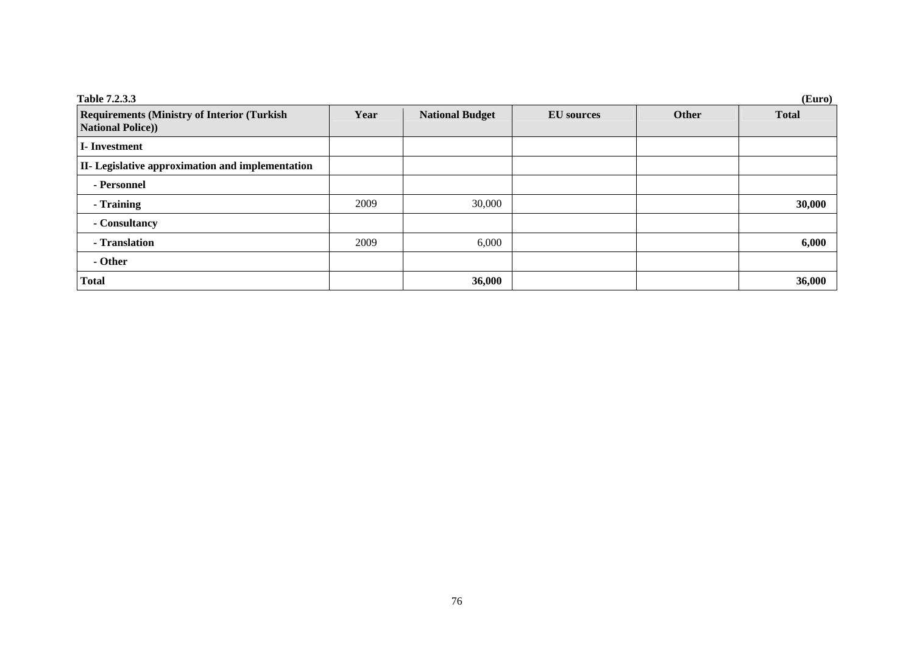**Table 7.2.3.3** **(Euro)**

| Requirements (Ministry of Interior (Turkish National Police)) | Year | National Budget | EU sources | Other | Total |
|---|---|---|---|---|---|
| **I- Investment** | | | | | |
| **II- Legislative approximation and implementation** | | | | | |
| **- Personnel** | | | | | |
| **- Training** | 2009 | 30,000 | | | **30,000** |
| **- Consultancy** | | | | | |
| **- Translation** | 2009 | 6,000 | | | **6,000** |
| **- Other** | | | | | |
| **Total** | | **36,000** | | | **36,000** |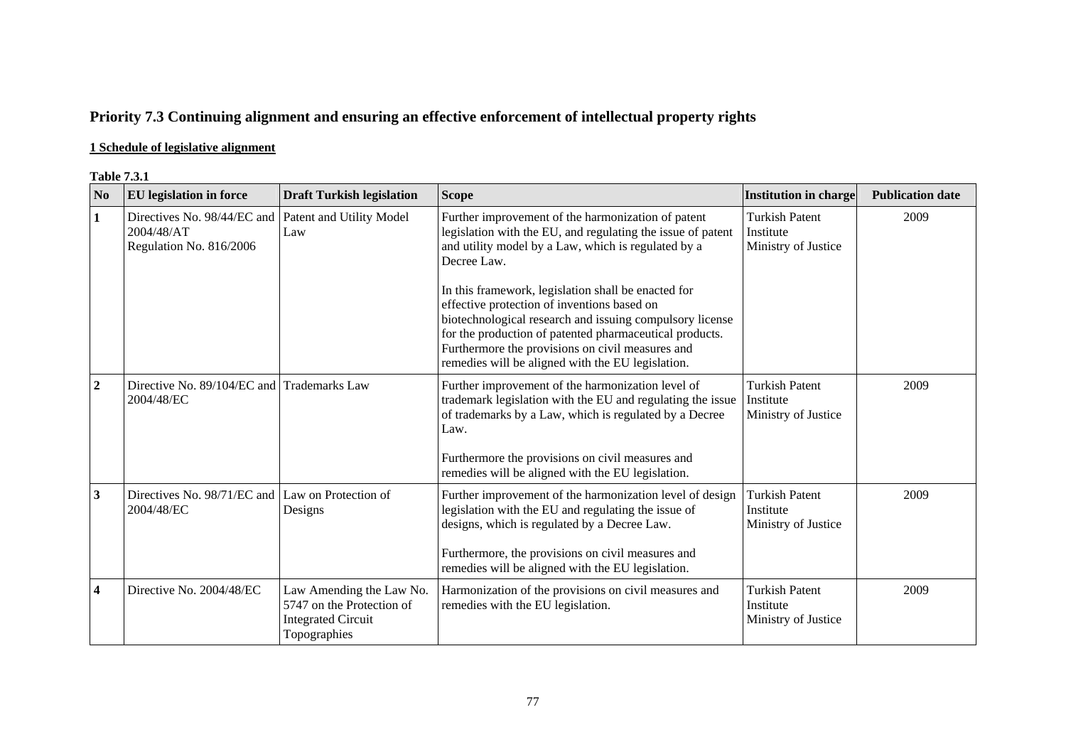## Priority 7.3 Continuing alignment and ensuring an effective enforcement of intellectual property rights

**1 Schedule of legislative alignment**

**Table 7.3.1**

| No | EU legislation in force | Draft Turkish legislation | Scope | Institution in charge | Publication date |
|---|---|---|---|---|---|
| **1** | Directives No. 98/44/EC and 2004/48/AT Regulation No. 816/2006 | Patent and Utility Model Law | Further improvement of the harmonization of patent legislation with the EU, and regulating the issue of patent and utility model by a Law, which is regulated by a Decree Law.<br><br>In this framework, legislation shall be enacted for effective protection of inventions based on biotechnological research and issuing compulsory license for the production of patented pharmaceutical products. Furthermore the provisions on civil measures and remedies will be aligned with the EU legislation. | Turkish Patent Institute Ministry of Justice | 2009 |
| **2** | Directive No. 89/104/EC and 2004/48/EC | Trademarks Law | Further improvement of the harmonization level of trademark legislation with the EU and regulating the issue of trademarks by a Law, which is regulated by a Decree Law.<br><br>Furthermore the provisions on civil measures and remedies will be aligned with the EU legislation. | Turkish Patent Institute Ministry of Justice | 2009 |
| **3** | Directives No. 98/71/EC and 2004/48/EC | Law on Protection of Designs | Further improvement of the harmonization level of design legislation with the EU and regulating the issue of designs, which is regulated by a Decree Law.<br><br>Furthermore, the provisions on civil measures and remedies will be aligned with the EU legislation. | Turkish Patent Institute Ministry of Justice | 2009 |
| **4** | Directive No. 2004/48/EC | Law Amending the Law No. 5747 on the Protection of Integrated Circuit Topographies | Harmonization of the provisions on civil measures and remedies with the EU legislation. | Turkish Patent Institute Ministry of Justice | 2009 |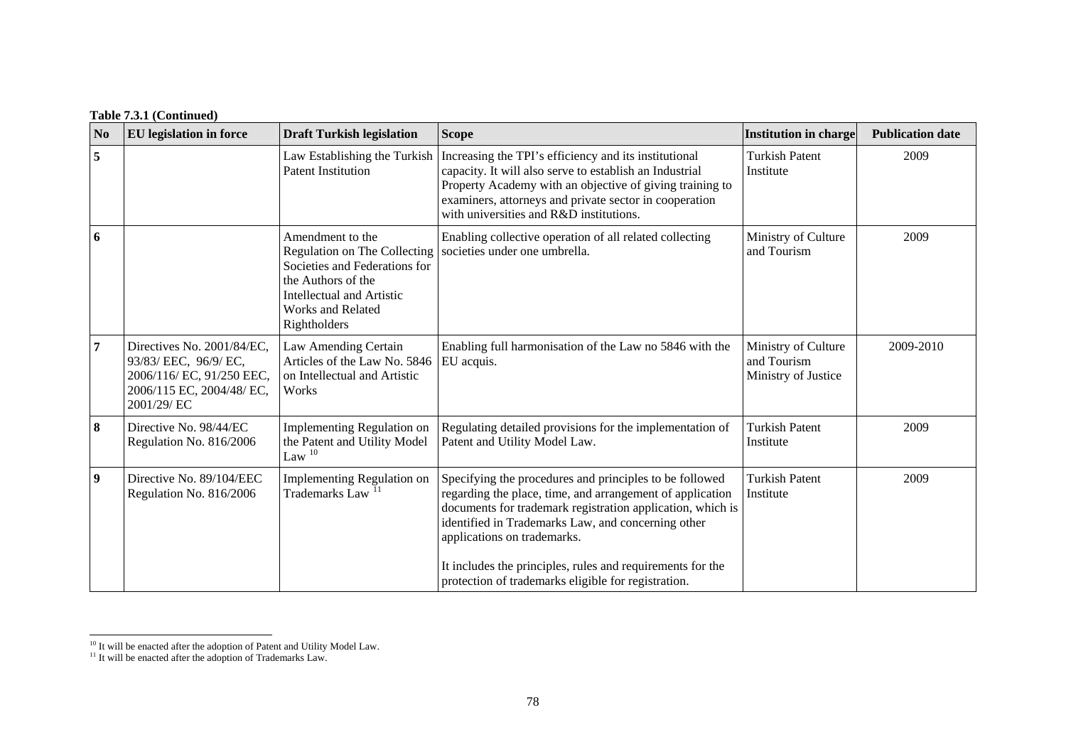**Table 7.3.1 (Continued)**

| No | EU legislation in force | Draft Turkish legislation | Scope | Institution in charge | Publication date |
|---|---|---|---|---|---|
| 5 | | Law Establishing the Turkish Patent Institution | Increasing the TPI's efficiency and its institutional capacity. It will also serve to establish an Industrial Property Academy with an objective of giving training to examiners, attorneys and private sector in cooperation with universities and R&D institutions. | Turkish Patent Institute | 2009 |
| 6 | | Amendment to the Regulation on The Collecting Societies and Federations for the Authors of the Intellectual and Artistic Works and Related Rightholders | Enabling collective operation of all related collecting societies under one umbrella. | Ministry of Culture and Tourism | 2009 |
| 7 | Directives No. 2001/84/EC, 93/83/ EEC, 96/9/ EC, 2006/116/ EC, 91/250 EEC, 2006/115 EC, 2004/48/ EC, 2001/29/ EC | Law Amending Certain Articles of the Law No. 5846 on Intellectual and Artistic Works | Enabling full harmonisation of the Law no 5846 with the EU acquis. | Ministry of Culture and Tourism Ministry of Justice | 2009-2010 |
| 8 | Directive No. 98/44/EC Regulation No. 816/2006 | Implementing Regulation on the Patent and Utility Model Law [10] | Regulating detailed provisions for the implementation of Patent and Utility Model Law. | Turkish Patent Institute | 2009 |
| 9 | Directive No. 89/104/EEC Regulation No. 816/2006 | Implementing Regulation on Trademarks Law [11] | Specifying the procedures and principles to be followed regarding the place, time, and arrangement of application documents for trademark registration application, which is identified in Trademarks Law, and concerning other applications on trademarks. It includes the principles, rules and requirements for the protection of trademarks eligible for registration. | Turkish Patent Institute | 2009 |

[10] It will be enacted after the adoption of Patent and Utility Model Law.
[11] It will be enacted after the adoption of Trademarks Law.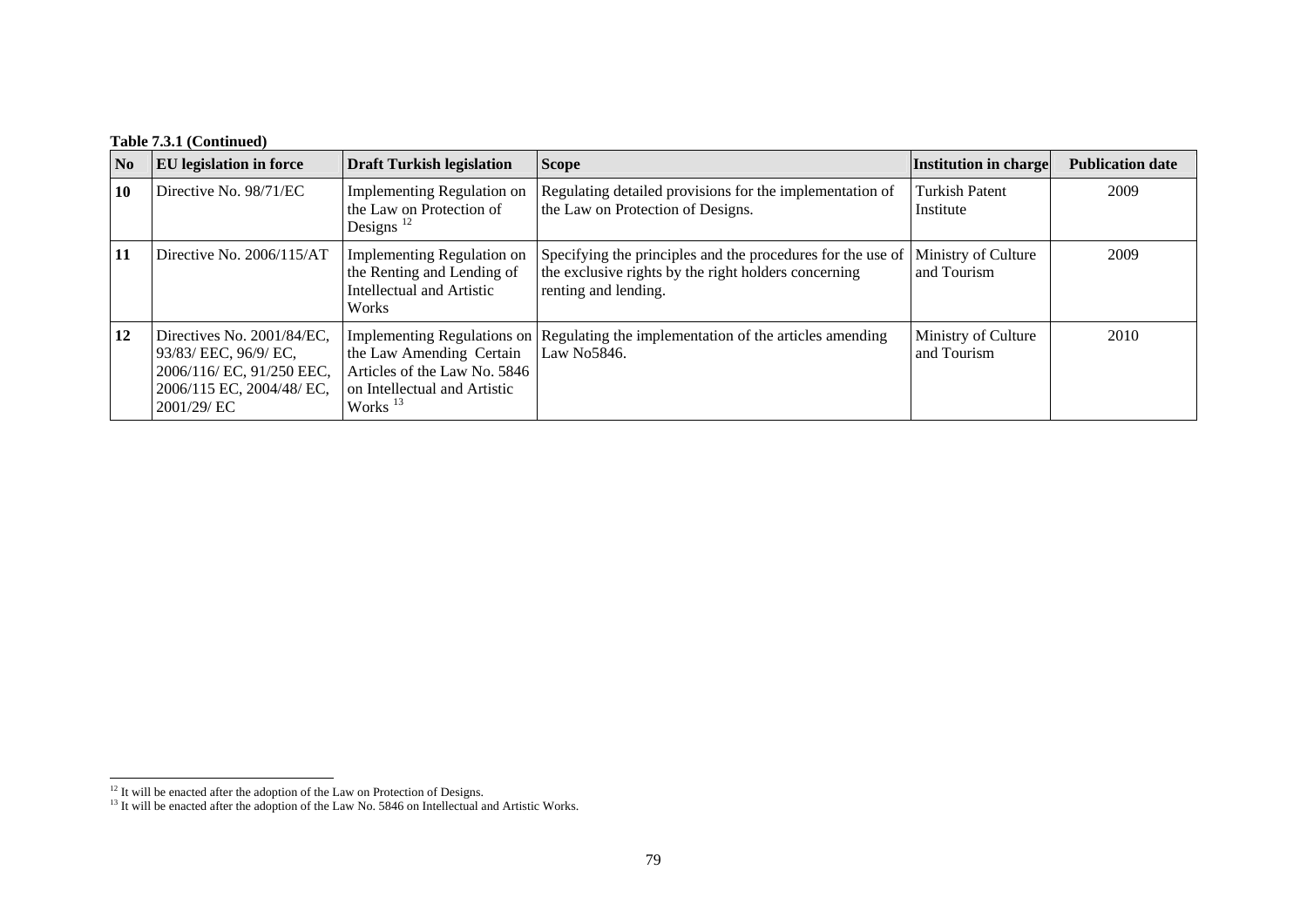**Table 7.3.1 (Continued)**

| No | EU legislation in force | Draft Turkish legislation | Scope | Institution in charge | Publication date |
|---|---|---|---|---|---|
| **10** | Directive No. 98/71/EC | Implementing Regulation on the Law on Protection of Designs [12] | Regulating detailed provisions for the implementation of the Law on Protection of Designs. | Turkish Patent Institute | 2009 |
| **11** | Directive No. 2006/115/AT | Implementing Regulation on the Renting and Lending of Intellectual and Artistic Works | Specifying the principles and the procedures for the use of the exclusive rights by the right holders concerning renting and lending. | Ministry of Culture and Tourism | 2009 |
| **12** | Directives No. 2001/84/EC, 93/83/ EEC, 96/9/ EC, 2006/116/ EC, 91/250 EEC, 2006/115 EC, 2004/48/ EC, 2001/29/ EC | Implementing Regulations on the Law Amending Certain Articles of the Law No. 5846 on Intellectual and Artistic Works [13] | Regulating the implementation of the articles amending Law No5846. | Ministry of Culture and Tourism | 2010 |

[12] It will be enacted after the adoption of the Law on Protection of Designs.

[13] It will be enacted after the adoption of the Law No. 5846 on Intellectual and Artistic Works.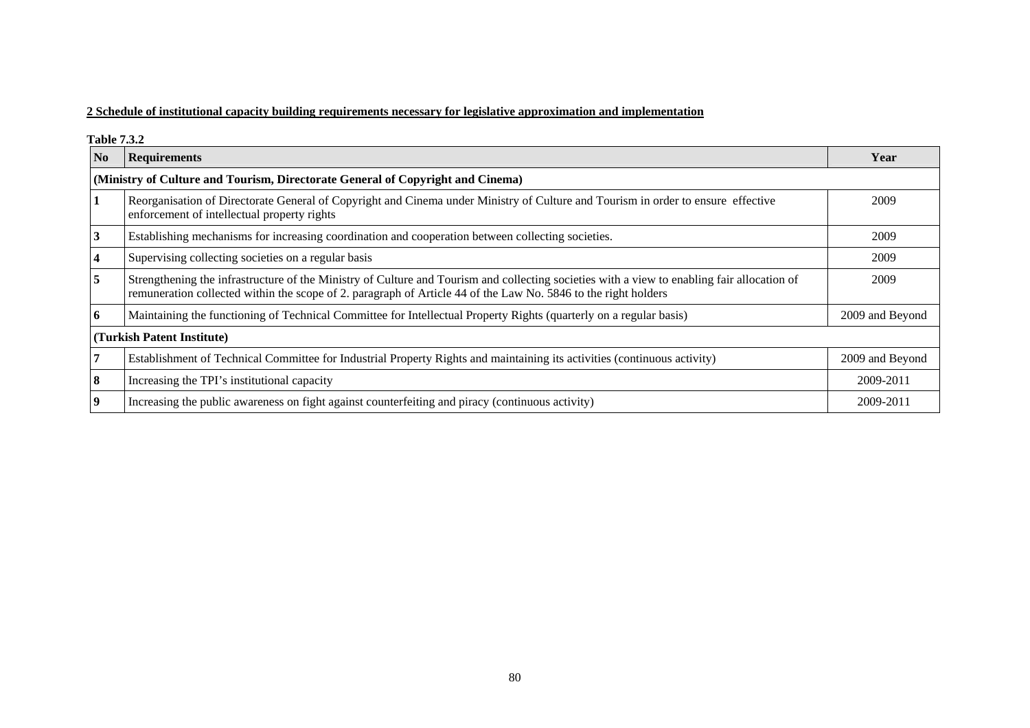**2 Schedule of institutional capacity building requirements necessary for legislative approximation and implementation**

**Table 7.3.2**

| No | Requirements | Year |
|---|---|---|
| **(Ministry of Culture and Tourism, Directorate General of Copyright and Cinema)** | | |
| 1 | Reorganisation of Directorate General of Copyright and Cinema under Ministry of Culture and Tourism in order to ensure effective enforcement of intellectual property rights | 2009 |
| 3 | Establishing mechanisms for increasing coordination and cooperation between collecting societies. | 2009 |
| 4 | Supervising collecting societies on a regular basis | 2009 |
| 5 | Strengthening the infrastructure of the Ministry of Culture and Tourism and collecting societies with a view to enabling fair allocation of remuneration collected within the scope of 2. paragraph of Article 44 of the Law No. 5846 to the right holders | 2009 |
| 6 | Maintaining the functioning of Technical Committee for Intellectual Property Rights (quarterly on a regular basis) | 2009 and Beyond |
| **(Turkish Patent Institute)** | | |
| 7 | Establishment of Technical Committee for Industrial Property Rights and maintaining its activities (continuous activity) | 2009 and Beyond |
| 8 | Increasing the TPI's institutional capacity | 2009-2011 |
| 9 | Increasing the public awareness on fight against counterfeiting and piracy (continuous activity) | 2009-2011 |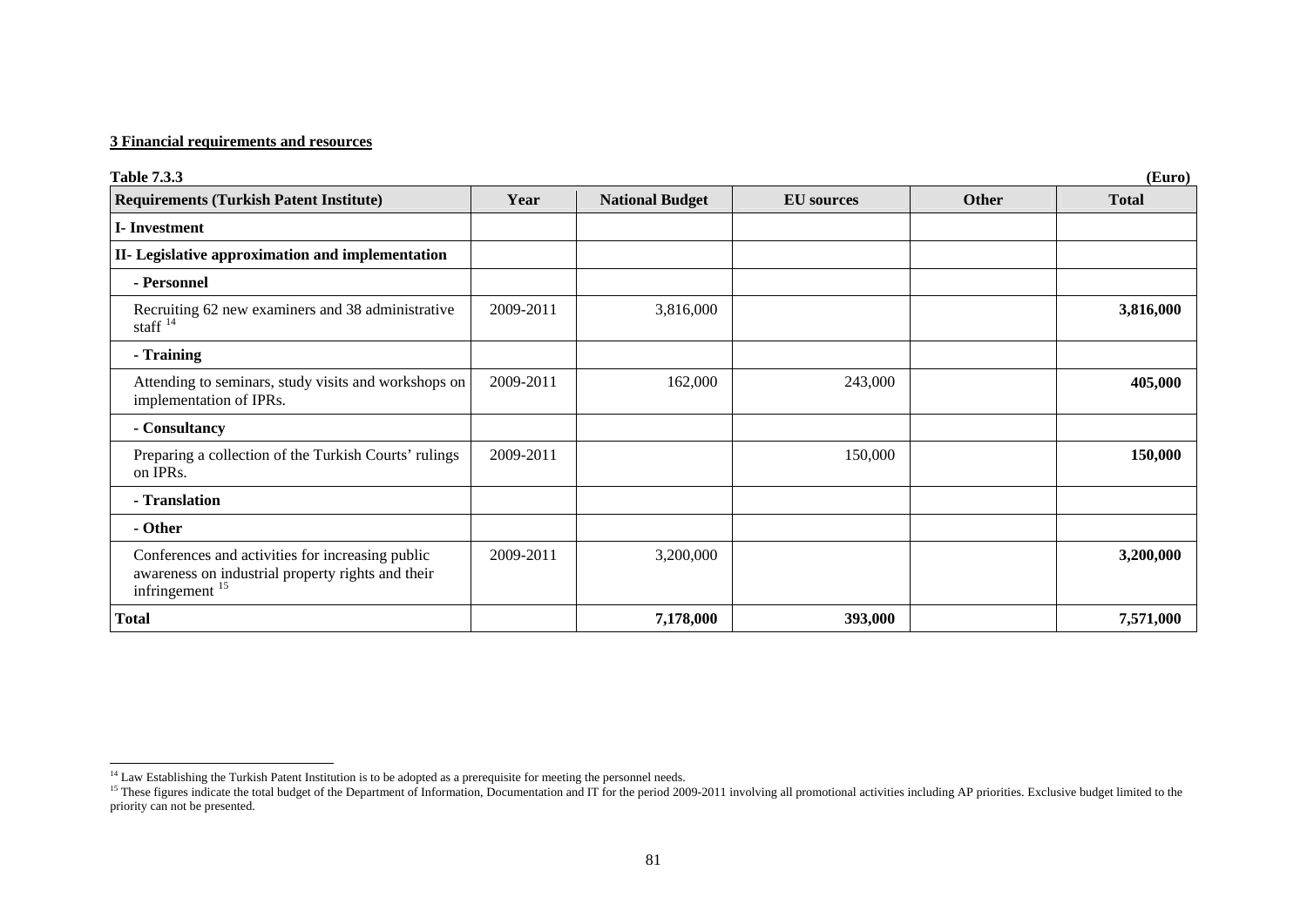**3 Financial requirements and resources**

**Table 7.3.3** **(Euro)**

| Requirements (Turkish Patent Institute) | Year | National Budget | EU sources | Other | Total |
|---|---|---|---|---|---|
| **I- Investment** | | | | | |
| **II- Legislative approximation and implementation** | | | | | |
| **- Personnel** | | | | | |
| Recruiting 62 new examiners and 38 administrative staff [14] | 2009-2011 | 3,816,000 | | | **3,816,000** |
| **- Training** | | | | | |
| Attending to seminars, study visits and workshops on implementation of IPRs. | 2009-2011 | 162,000 | 243,000 | | **405,000** |
| **- Consultancy** | | | | | |
| Preparing a collection of the Turkish Courts' rulings on IPRs. | 2009-2011 | | 150,000 | | **150,000** |
| **- Translation** | | | | | |
| **- Other** | | | | | |
| Conferences and activities for increasing public awareness on industrial property rights and their infringement [15] | 2009-2011 | 3,200,000 | | | **3,200,000** |
| **Total** | | **7,178,000** | **393,000** | | **7,571,000** |

[14] Law Establishing the Turkish Patent Institution is to be adopted as a prerequisite for meeting the personnel needs.

[15] These figures indicate the total budget of the Department of Information, Documentation and IT for the period 2009-2011 involving all promotional activities including AP priorities. Exclusive budget limited to the priority can not be presented.